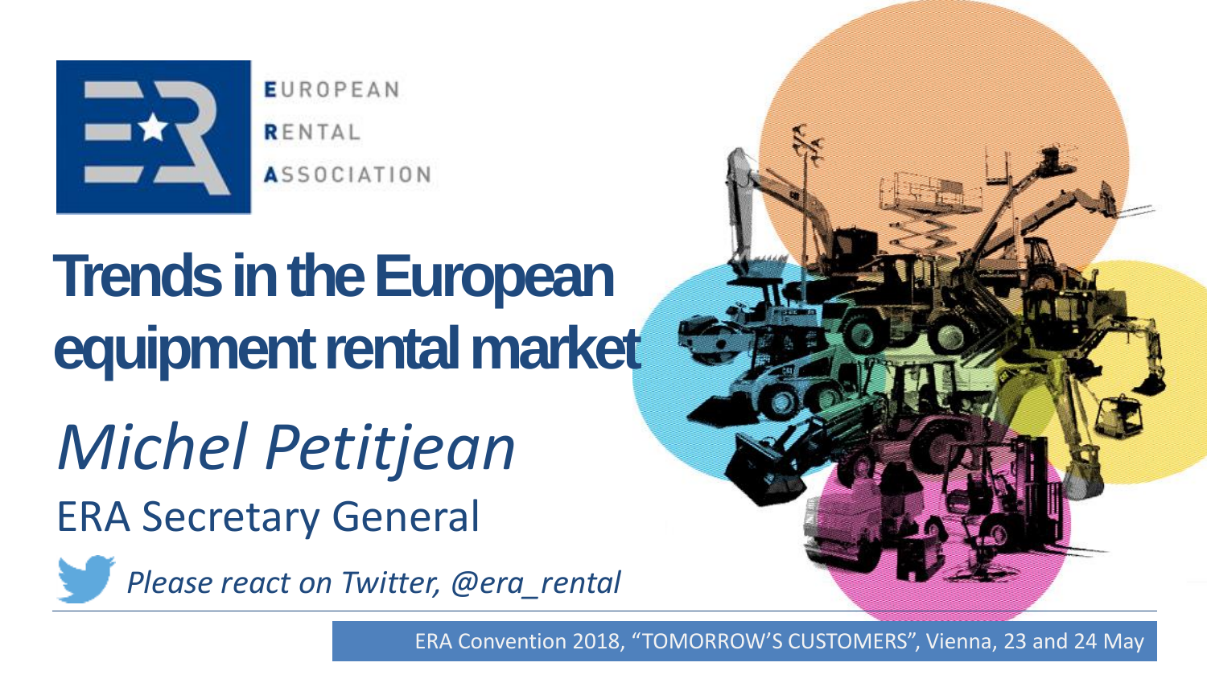EUROPEAN RENTAL ASSOCIATION

# Trends in the European equipment rental market

*Michel Petitjean*

ERA Secretary General

*Please react on Twitter, @era_rental*

ERA Convention 2018, "TOMORROW'S CUSTOMERS", Vienna, 23 and 24 May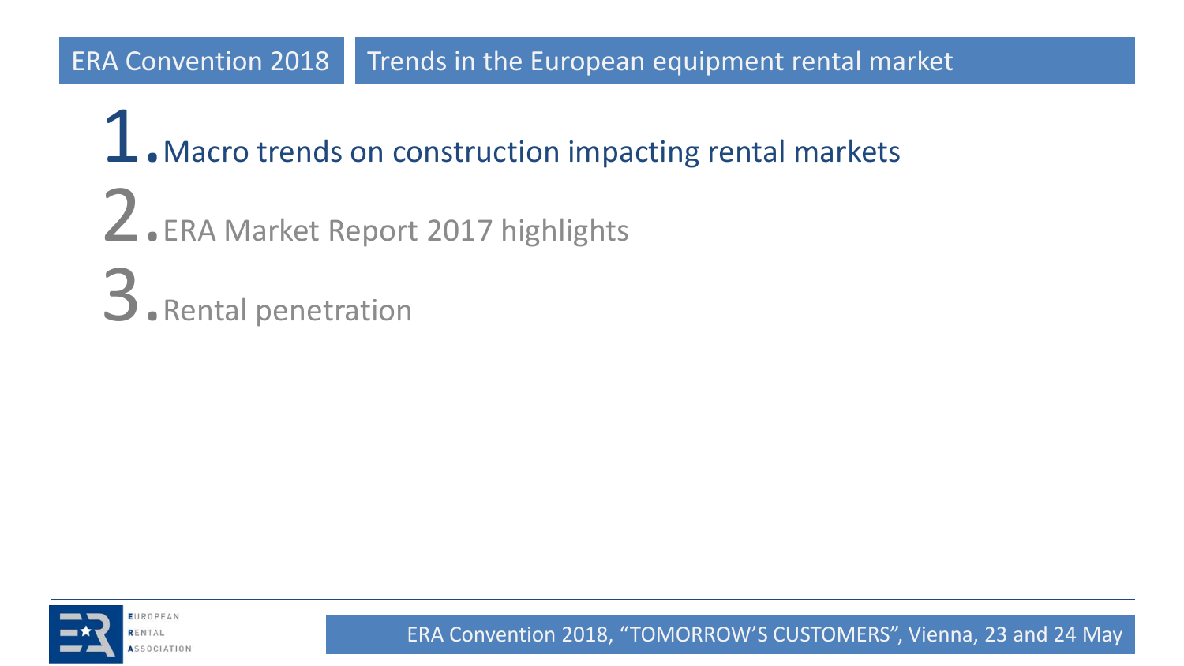1. Macro trends on construction impacting rental markets
2. ERA Market Report 2017 highlights
3. Rental penetration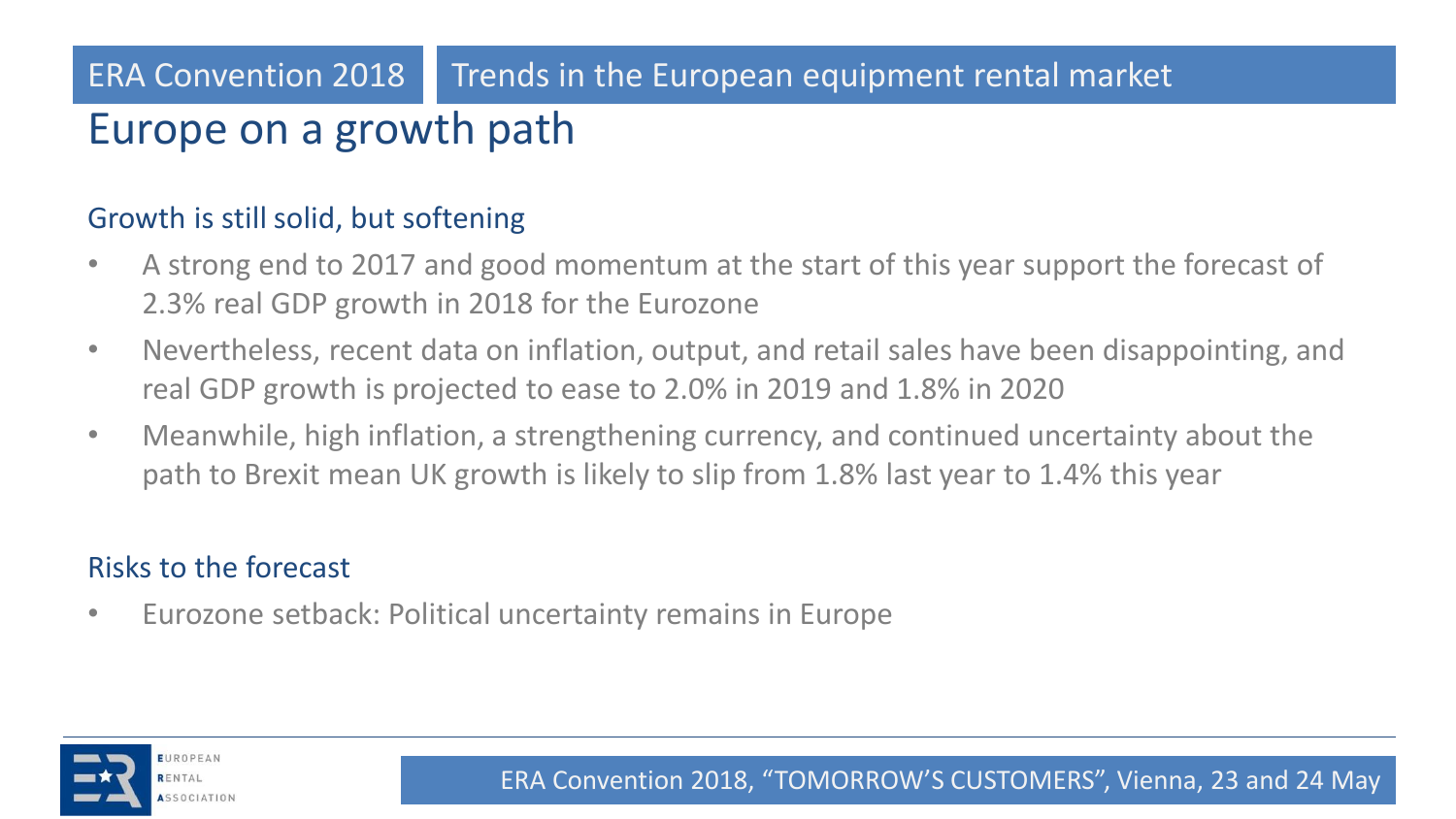# Europe on a growth path

## Growth is still solid, but softening

- A strong end to 2017 and good momentum at the start of this year support the forecast of 2.3% real GDP growth in 2018 for the Eurozone
- Nevertheless, recent data on inflation, output, and retail sales have been disappointing, and real GDP growth is projected to ease to 2.0% in 2019 and 1.8% in 2020
- Meanwhile, high inflation, a strengthening currency, and continued uncertainty about the path to Brexit mean UK growth is likely to slip from 1.8% last year to 1.4% this year

## Risks to the forecast

- Eurozone setback: Political uncertainty remains in Europe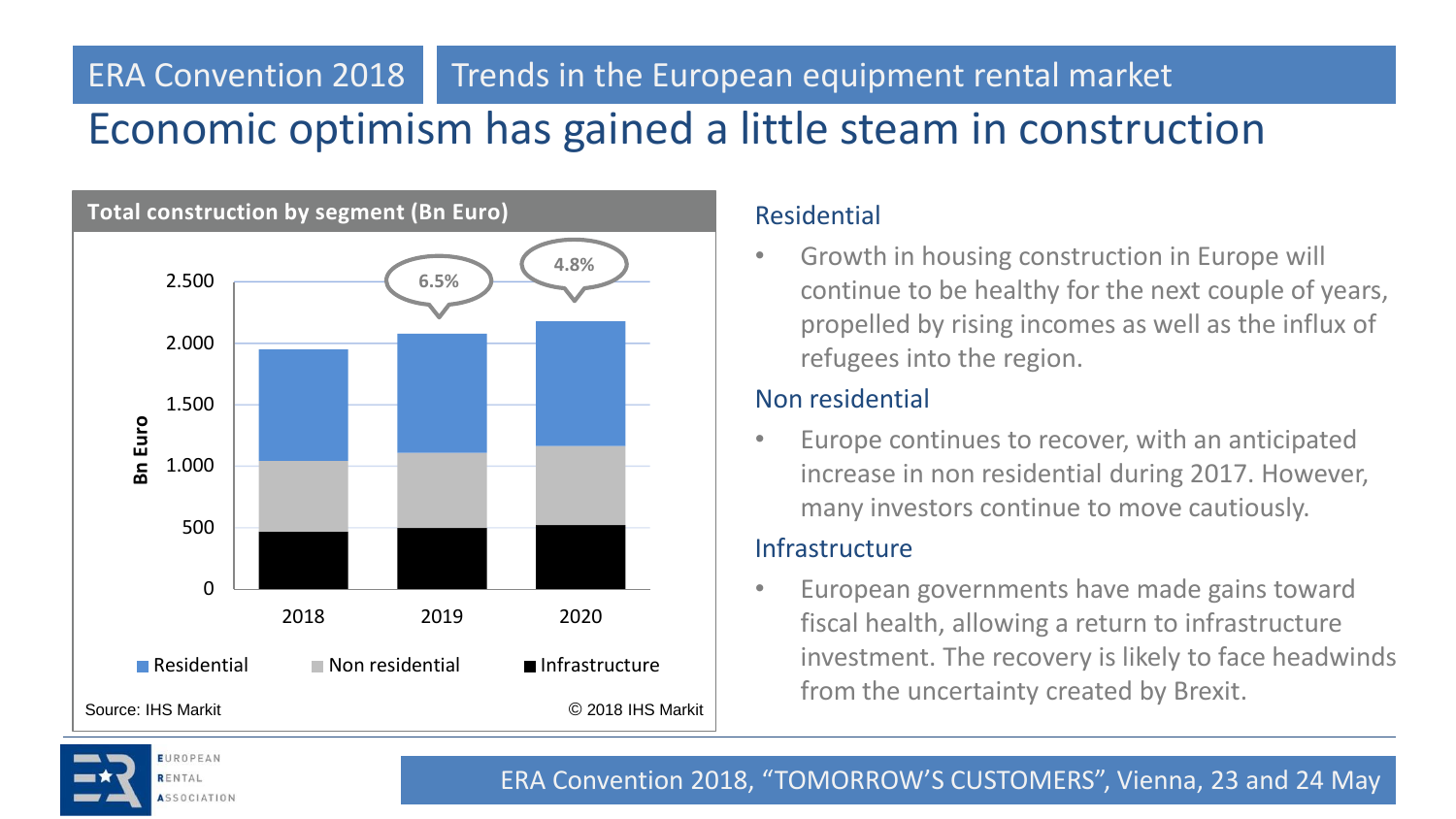ERA Convention 2018 | Trends in the European equipment rental market

# Economic optimism has gained a little steam in construction

**Total construction by segment (Bn Euro)**

| Bn Euro | 2018 | 2019 | 2020 |
|---|---|---|---|
| Growth | | 6.5% | 4.8% |

Residential | Non residential | Infrastructure

Source: IHS Markit © 2018 IHS Markit

### Residential

- Growth in housing construction in Europe will continue to be healthy for the next couple of years, propelled by rising incomes as well as the influx of refugees into the region.

### Non residential

- Europe continues to recover, with an anticipated increase in non residential during 2017. However, many investors continue to move cautiously.

### Infrastructure

- European governments have made gains toward fiscal health, allowing a return to infrastructure investment. The recovery is likely to face headwinds from the uncertainty created by Brexit.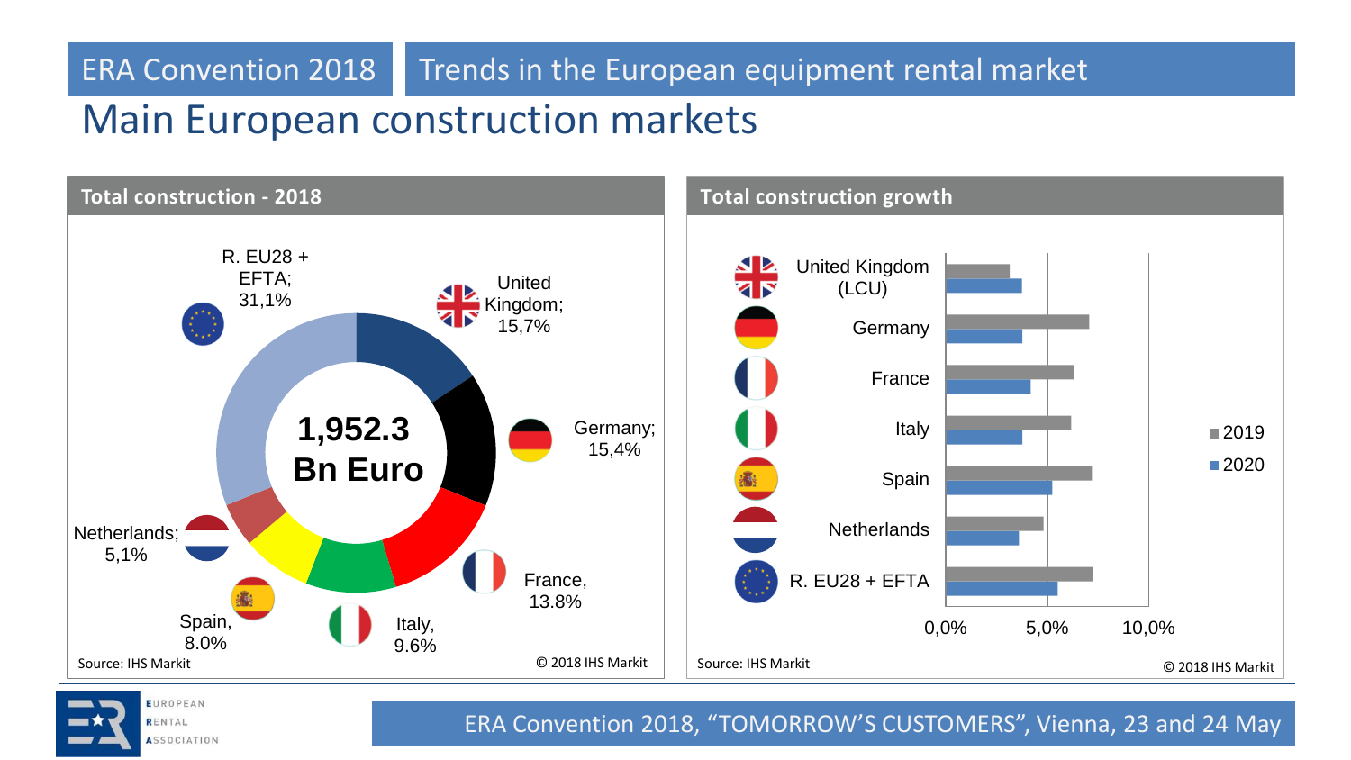ERA Convention 2018 | Trends in the European equipment rental market

# Main European construction markets

## Total construction - 2018

**1,952.3 Bn Euro**

- R. EU28 + EFTA; 31,1%
- United Kingdom; 15,7%
- Germany; 15,4%
- France, 13.8%
- Italy, 9.6%
- Spain, 8.0%
- Netherlands; 5,1%

Source: IHS Markit

© 2018 IHS Markit

## Total construction growth

- United Kingdom (LCU)
- Germany
- France
- Italy
- Spain
- Netherlands
- R. EU28 + EFTA

Legend: 2019, 2020

Axis: 0,0% | 5,0% | 10,0%

Source: IHS Markit

© 2018 IHS Markit

ERA Convention 2018, “TOMORROW’S CUSTOMERS”, Vienna, 23 and 24 May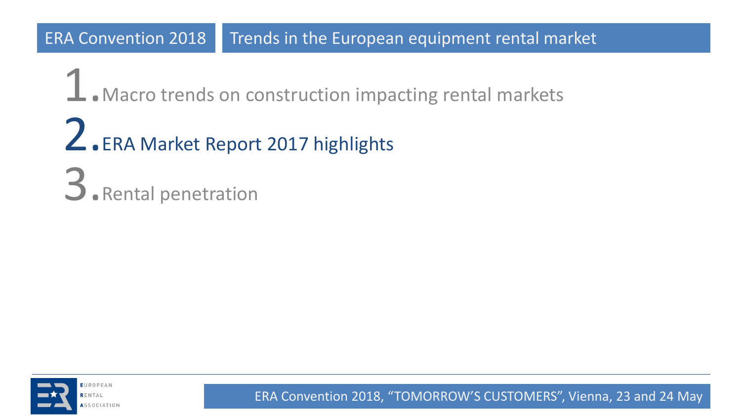1. Macro trends on construction impacting rental markets
2. ERA Market Report 2017 highlights
3. Rental penetration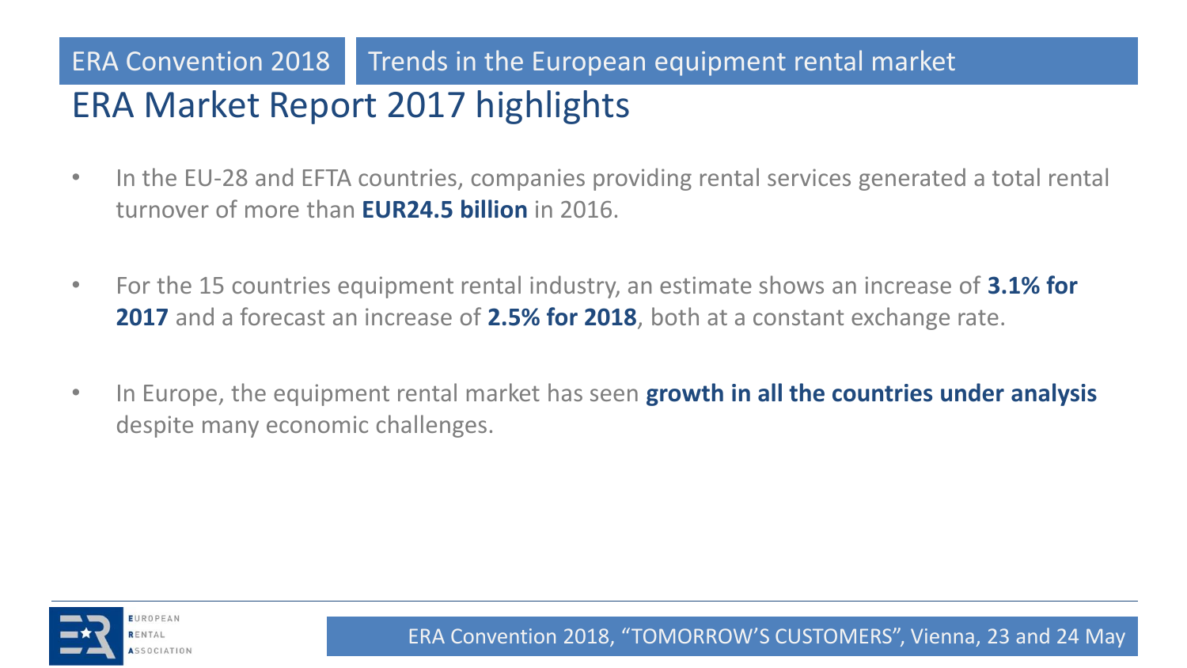ERA Convention 2018 | Trends in the European equipment rental market

# ERA Market Report 2017 highlights

- In the EU-28 and EFTA countries, companies providing rental services generated a total rental turnover of more than **EUR24.5 billion** in 2016.

- For the 15 countries equipment rental industry, an estimate shows an increase of **3.1% for 2017** and a forecast an increase of **2.5% for 2018**, both at a constant exchange rate.

- In Europe, the equipment rental market has seen **growth in all the countries under analysis** despite many economic challenges.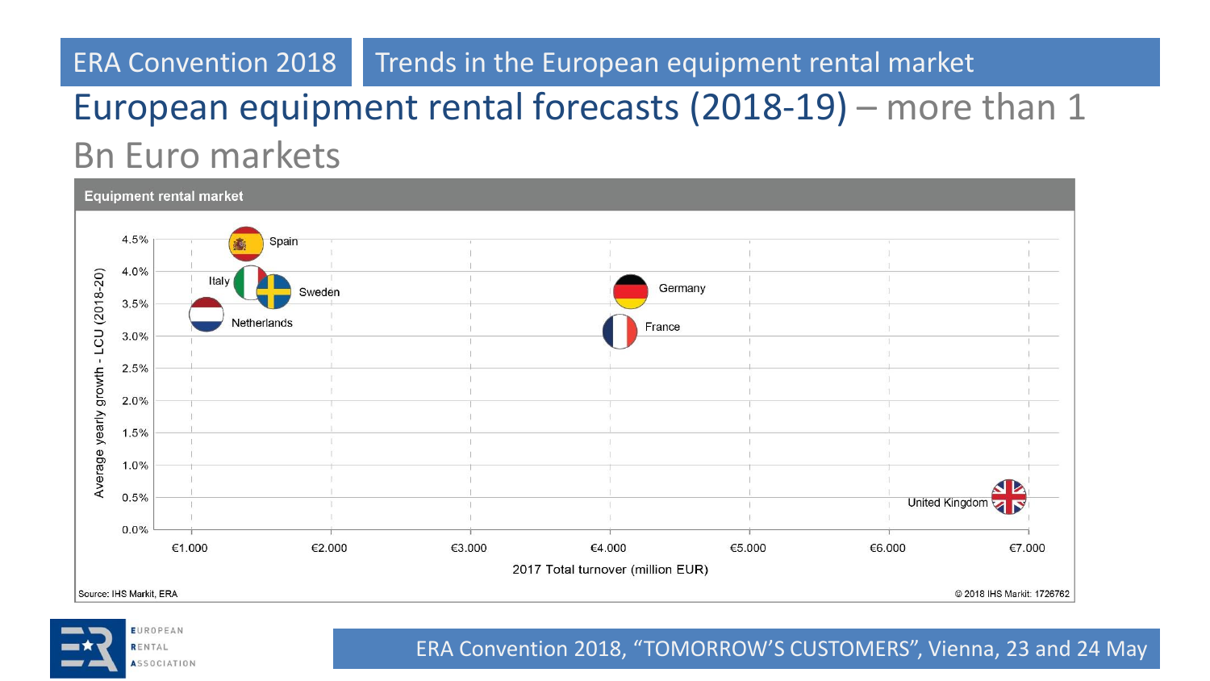# European equipment rental forecasts (2018-19) – more than 1 Bn Euro markets

**Equipment rental market**

| Country | 2017 Total turnover (million EUR) | Average yearly growth - LCU (2018-20) |
|---|---|---|
| Spain | ~€1.400 | ~4.4% |
| Italy | ~€1.450 | ~3.8% |
| Sweden | ~€1.600 | ~3.7% |
| Netherlands | ~€1.100 | ~3.3% |
| Germany | ~€4.150 | ~3.7% |
| France | ~€4.100 | ~3.1% |
| United Kingdom | ~€6.850 | ~0.5% |

Source: IHS Markit, ERA

© 2018 IHS Markit: 1726762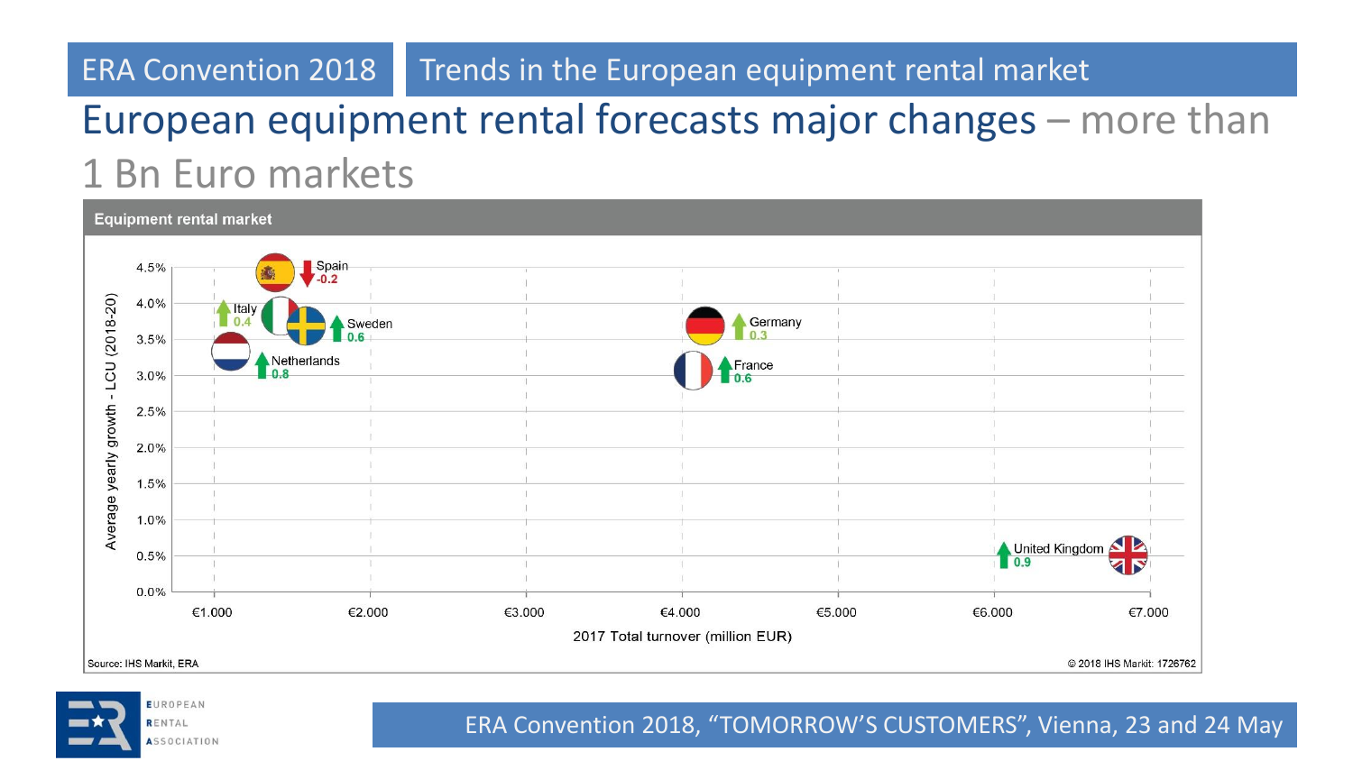ERA Convention 2018 | Trends in the European equipment rental market

# European equipment rental forecasts major changes – more than 1 Bn Euro markets

**Equipment rental market**

| Country | 2017 Total turnover (million EUR, approx.) | Average yearly growth - LCU (2018-20) | Change |
|---|---|---|---|
| Spain | ~€1.400 | ~4.4% | -0.2 |
| Italy | ~€1.400 | ~3.9% | 0.4 |
| Sweden | ~€1.600 | ~3.7% | 0.6 |
| Netherlands | ~€1.100 | ~3.3% | 0.8 |
| Germany | ~€4.150 | ~3.7% | 0.3 |
| France | ~€4.100 | ~3.1% | 0.6 |
| United Kingdom | ~€6.850 | ~0.5% | 0.9 |

Source: IHS Markit, ERA

© 2018 IHS Markit: 1726762

ERA Convention 2018, "TOMORROW'S CUSTOMERS", Vienna, 23 and 24 May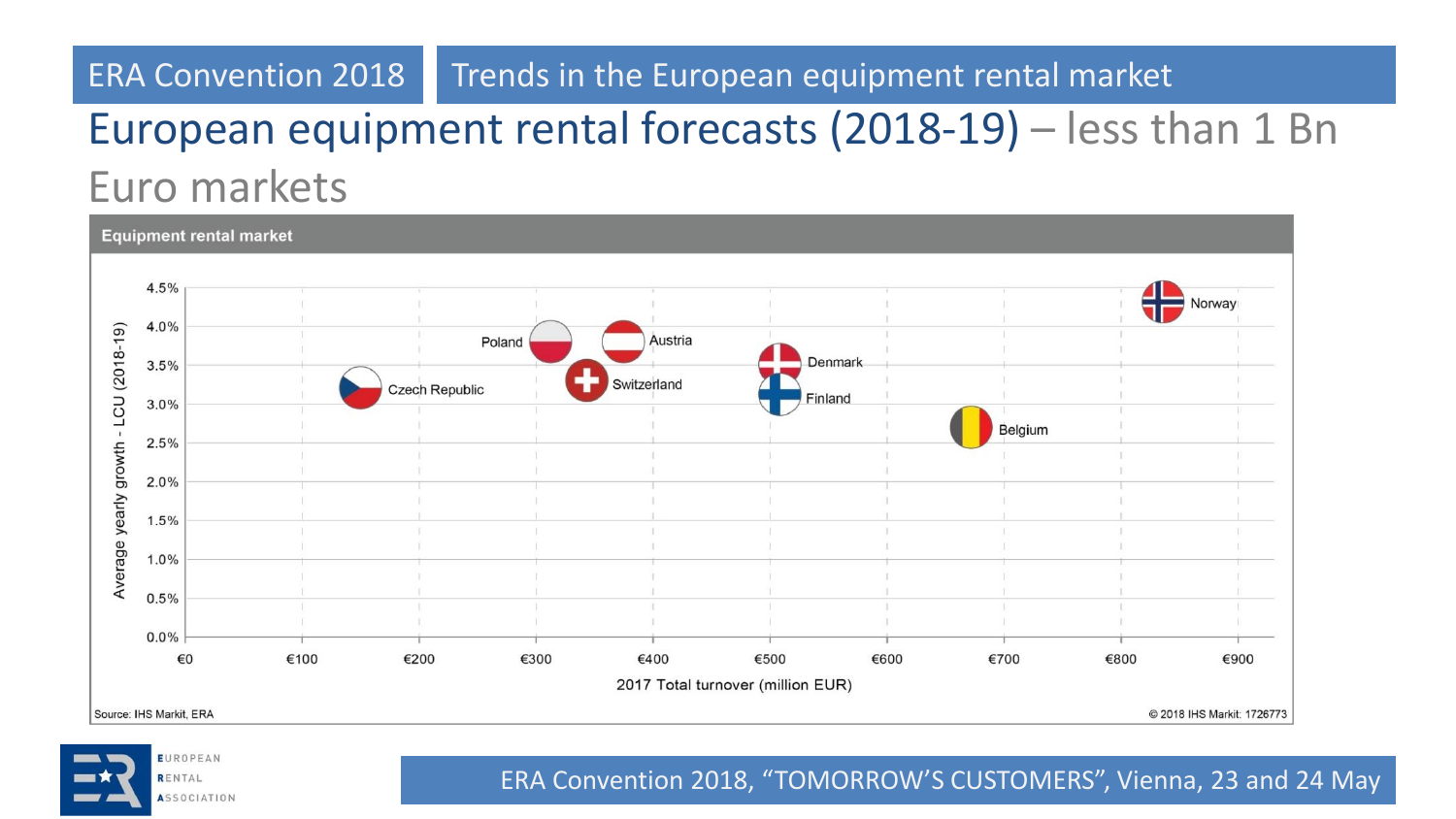# European equipment rental forecasts (2018-19) – less than 1 Bn Euro markets

**Equipment rental market**

| Country | 2017 Total turnover (million EUR) | Average yearly growth - LCU (2018-19) |
|---|---|---|
| Czech Republic | ~€150 | ~3.2% |
| Poland | ~€310 | ~3.8% |
| Switzerland | ~€345 | ~3.3% |
| Austria | ~€375 | ~3.8% |
| Denmark | ~€510 | ~3.5% |
| Finland | ~€510 | ~3.1% |
| Belgium | ~€670 | ~2.7% |
| Norway | ~€835 | ~4.3% |

Source: IHS Markit, ERA

© 2018 IHS Markit: 1726773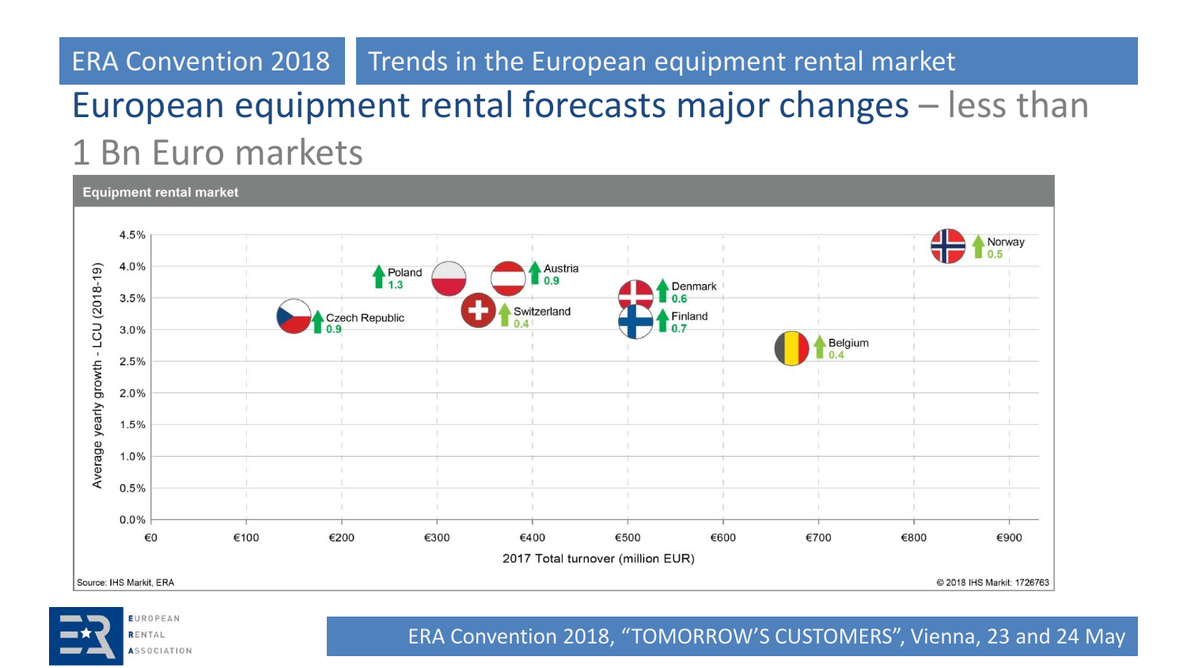ERA Convention 2018 | Trends in the European equipment rental market

# European equipment rental forecasts major changes – less than 1 Bn Euro markets

**Equipment rental market**

Average yearly growth - LCU (2018-19) vs. 2017 Total turnover (million EUR)

| Country | Change |
|---|---|
| Norway | 0.5 |
| Poland | 1.3 |
| Austria | 0.9 |
| Denmark | 0.6 |
| Czech Republic | 0.9 |
| Switzerland | 0.4 |
| Finland | 0.7 |
| Belgium | 0.4 |

Source: IHS Markit, ERA

© 2018 IHS Markit: 1726763

ERA Convention 2018, “TOMORROW’S CUSTOMERS”, Vienna, 23 and 24 May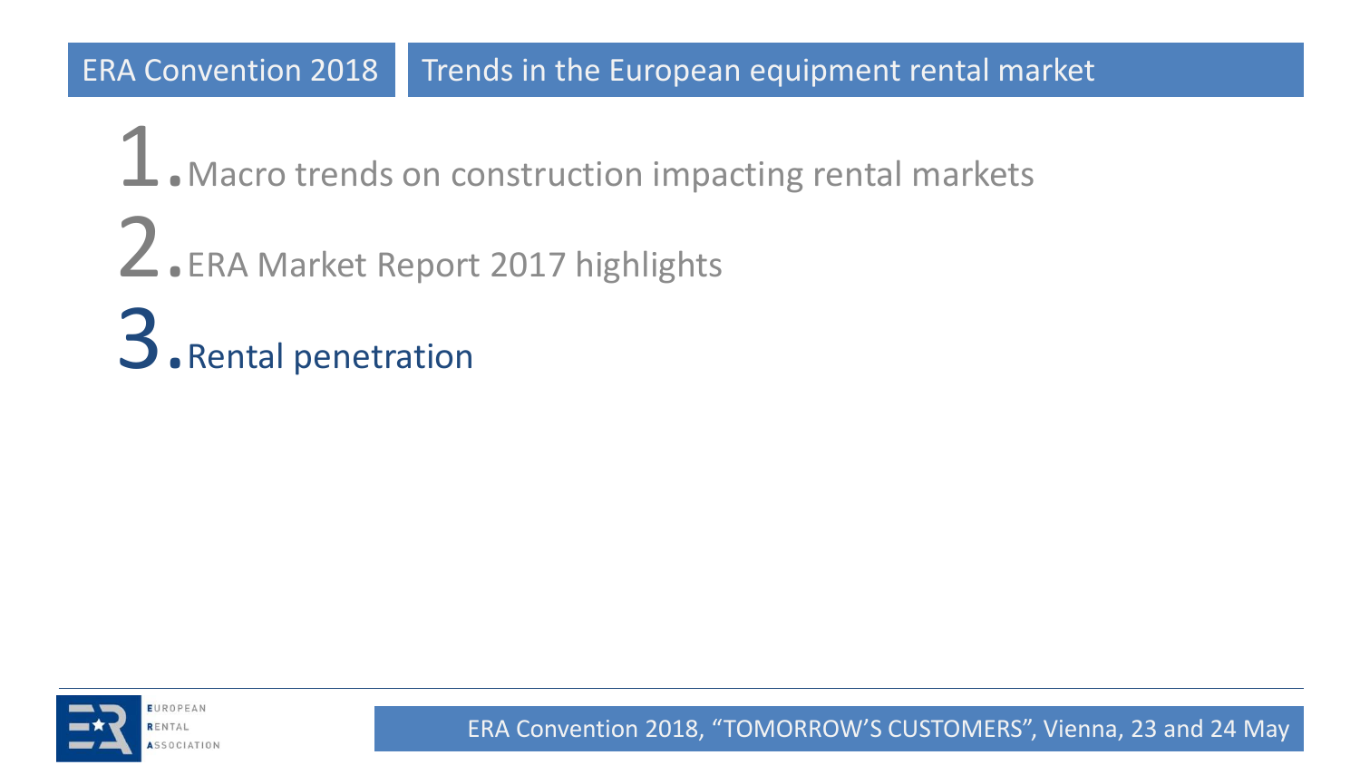1. Macro trends on construction impacting rental markets
2. ERA Market Report 2017 highlights
3. Rental penetration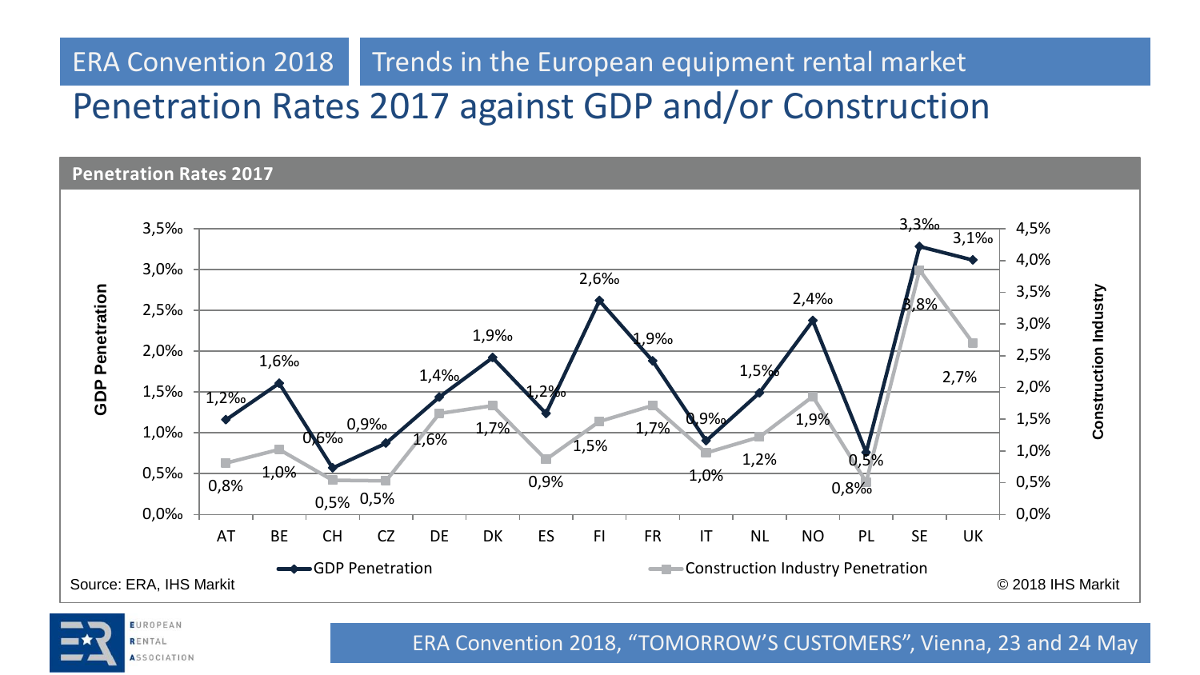ERA Convention 2018 | Trends in the European equipment rental market

# Penetration Rates 2017 against GDP and/or Construction

**Penetration Rates 2017**

| Country | GDP Penetration | Construction Industry Penetration |
|---|---|---|
| AT | 1,2‰ | 0,8% |
| BE | 1,6‰ | 1,0% |
| CH | 0,6‰ | 0,5% |
| CZ | 0,9‰ | 0,5% |
| DE | 1,4‰ | 1,6% |
| DK | 1,9‰ | 1,7% |
| ES | 1,2‰ | 0,9% |
| FI | 2,6‰ | 1,5% |
| FR | 1,9‰ | 1,7% |
| IT | 0,9‰ | 1,0% |
| NL | 1,5‰ | 1,2% |
| NO | 2,4‰ | 1,9% |
| PL | 0,8‰ | 0,5% |
| SE | 3,3‰ | 3,8% |
| UK | 3,1‰ | 2,7% |

Source: ERA, IHS Markit

© 2018 IHS Markit

ERA Convention 2018, "TOMORROW'S CUSTOMERS", Vienna, 23 and 24 May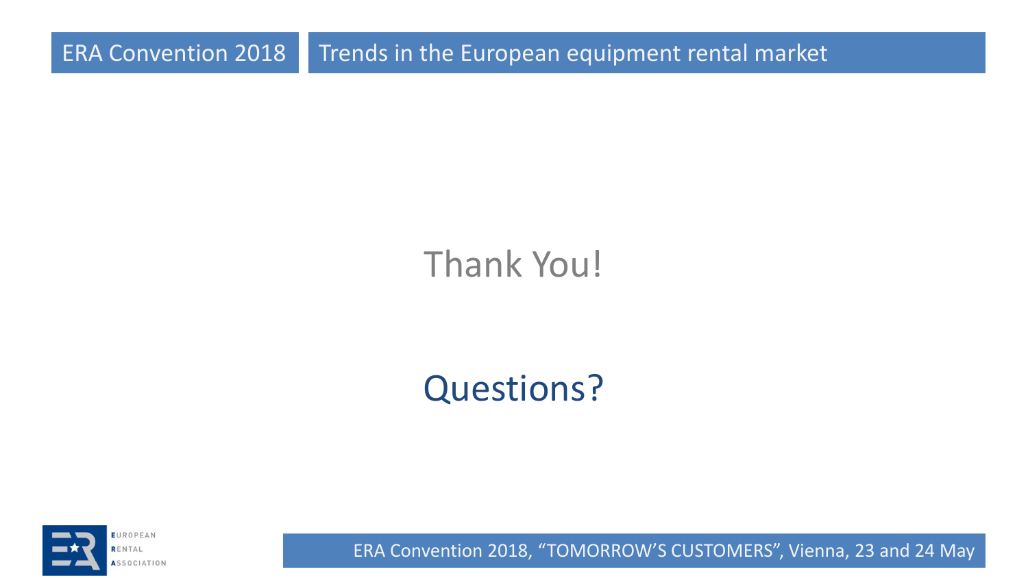# Thank You!

# Questions?